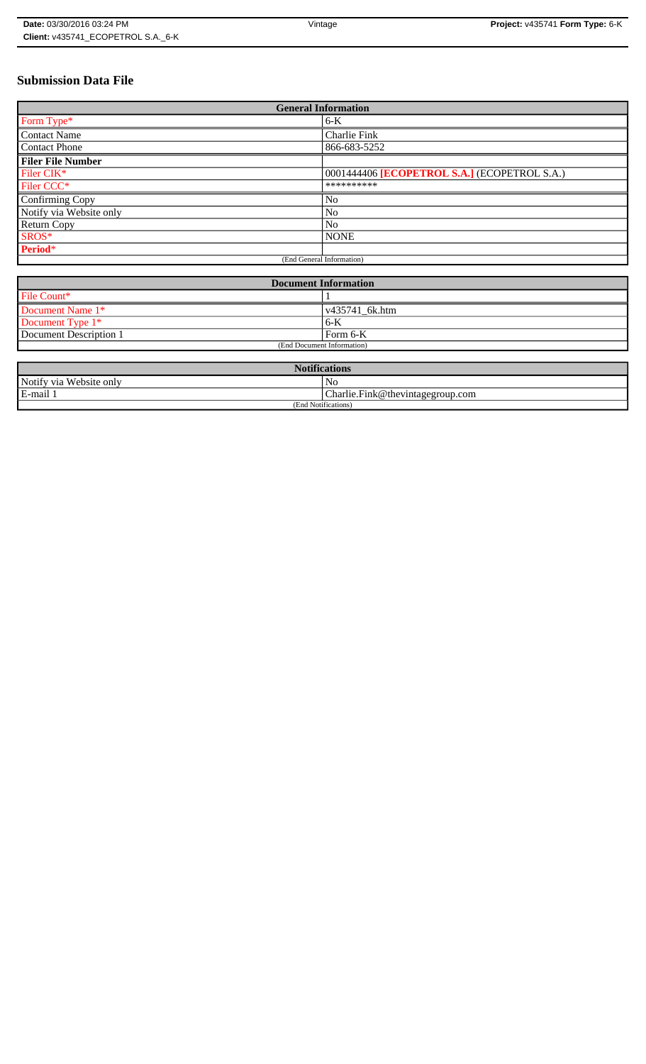# Submission Data File

| General Information | |
|---|---|
| Form Type* | 6-K |
| Contact Name | Charlie Fink |
| Contact Phone | 866-683-5252 |
| **Filer File Number** | |
| Filer CIK* | 0001444406 **[ECOPETROL S.A.]** (ECOPETROL S.A.) |
| Filer CCC* | ********** |
| Confirming Copy | No |
| Notify via Website only | No |
| Return Copy | No |
| SROS* | NONE |
| **Period*** | |
| (End General Information) | |

| Document Information | |
|---|---|
| File Count* | 1 |
| Document Name 1* | v435741_6k.htm |
| Document Type 1* | 6-K |
| Document Description 1 | Form 6-K |
| (End Document Information) | |

| Notifications | |
|---|---|
| Notify via Website only | No |
| E-mail 1 | Charlie.Fink@thevintagegroup.com |
| (End Notifications) | |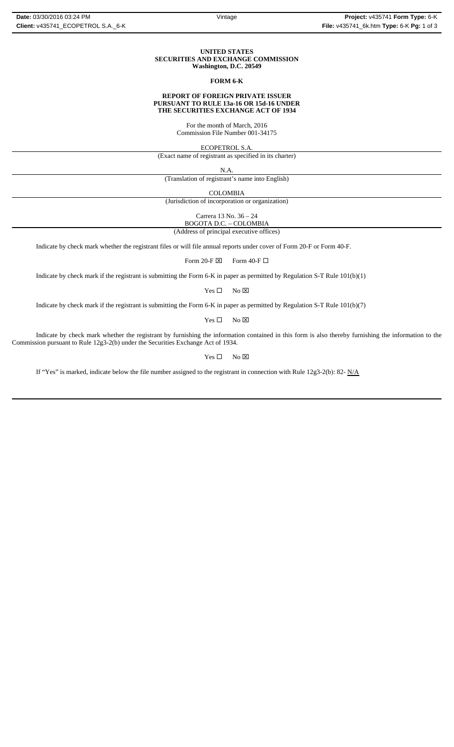**UNITED STATES**
**SECURITIES AND EXCHANGE COMMISSION**
**Washington, D.C. 20549**

**FORM 6-K**

**REPORT OF FOREIGN PRIVATE ISSUER**
**PURSUANT TO RULE 13a-16 OR 15d-16 UNDER**
**THE SECURITIES EXCHANGE ACT OF 1934**

For the month of March, 2016
Commission File Number 001-34175

ECOPETROL S.A.
(Exact name of registrant as specified in its charter)

N.A.
(Translation of registrant's name into English)

COLOMBIA
(Jurisdiction of incorporation or organization)

Carrera 13 No. 36 – 24
BOGOTA D.C. – COLOMBIA
(Address of principal executive offices)

Indicate by check mark whether the registrant files or will file annual reports under cover of Form 20-F or Form 40-F.

Form 20-F ☒ Form 40-F ☐

Indicate by check mark if the registrant is submitting the Form 6-K in paper as permitted by Regulation S-T Rule 101(b)(1)

Yes ☐ No ☒

Indicate by check mark if the registrant is submitting the Form 6-K in paper as permitted by Regulation S-T Rule 101(b)(7)

Yes ☐ No ☒

Indicate by check mark whether the registrant by furnishing the information contained in this form is also thereby furnishing the information to the Commission pursuant to Rule 12g3-2(b) under the Securities Exchange Act of 1934.

Yes ☐ No ☒

If "Yes" is marked, indicate below the file number assigned to the registrant in connection with Rule 12g3-2(b): 82- N/A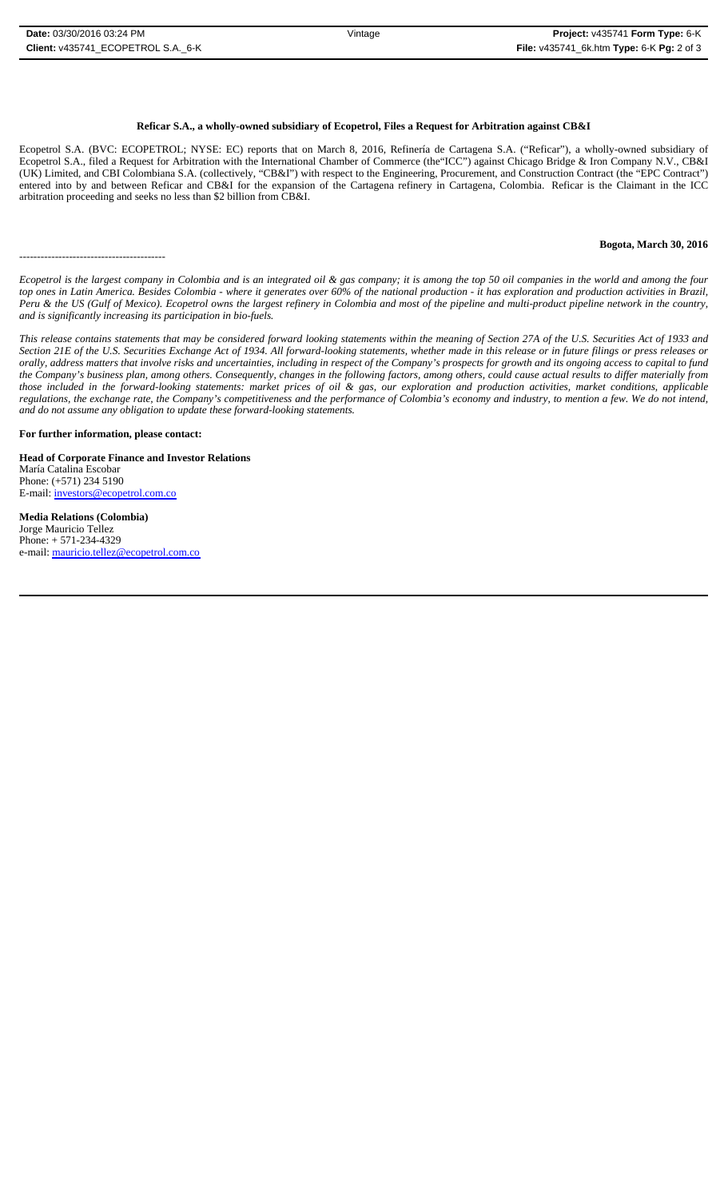**Reficar S.A., a wholly-owned subsidiary of Ecopetrol, Files a Request for Arbitration against CB&I**

Ecopetrol S.A. (BVC: ECOPETROL; NYSE: EC) reports that on March 8, 2016, Refinería de Cartagena S.A. ("Reficar"), a wholly-owned subsidiary of Ecopetrol S.A., filed a Request for Arbitration with the International Chamber of Commerce (the"ICC") against Chicago Bridge & Iron Company N.V., CB&I (UK) Limited, and CBI Colombiana S.A. (collectively, "CB&I") with respect to the Engineering, Procurement, and Construction Contract (the "EPC Contract") entered into by and between Reficar and CB&I for the expansion of the Cartagena refinery in Cartagena, Colombia. Reficar is the Claimant in the ICC arbitration proceeding and seeks no less than $2 billion from CB&I.

**Bogota, March 30, 2016**

-----------------------------------------

*Ecopetrol is the largest company in Colombia and is an integrated oil & gas company; it is among the top 50 oil companies in the world and among the four top ones in Latin America. Besides Colombia - where it generates over 60% of the national production - it has exploration and production activities in Brazil, Peru & the US (Gulf of Mexico). Ecopetrol owns the largest refinery in Colombia and most of the pipeline and multi-product pipeline network in the country, and is significantly increasing its participation in bio-fuels.*

*This release contains statements that may be considered forward looking statements within the meaning of Section 27A of the U.S. Securities Act of 1933 and Section 21E of the U.S. Securities Exchange Act of 1934. All forward-looking statements, whether made in this release or in future filings or press releases or orally, address matters that involve risks and uncertainties, including in respect of the Company's prospects for growth and its ongoing access to capital to fund the Company's business plan, among others. Consequently, changes in the following factors, among others, could cause actual results to differ materially from those included in the forward-looking statements: market prices of oil & gas, our exploration and production activities, market conditions, applicable regulations, the exchange rate, the Company's competitiveness and the performance of Colombia's economy and industry, to mention a few. We do not intend, and do not assume any obligation to update these forward-looking statements.*

**For further information, please contact:**

**Head of Corporate Finance and Investor Relations**
María Catalina Escobar
Phone: (+571) 234 5190
E-mail: investors@ecopetrol.com.co

**Media Relations (Colombia)**
Jorge Mauricio Tellez
Phone: + 571-234-4329
e-mail: mauricio.tellez@ecopetrol.com.co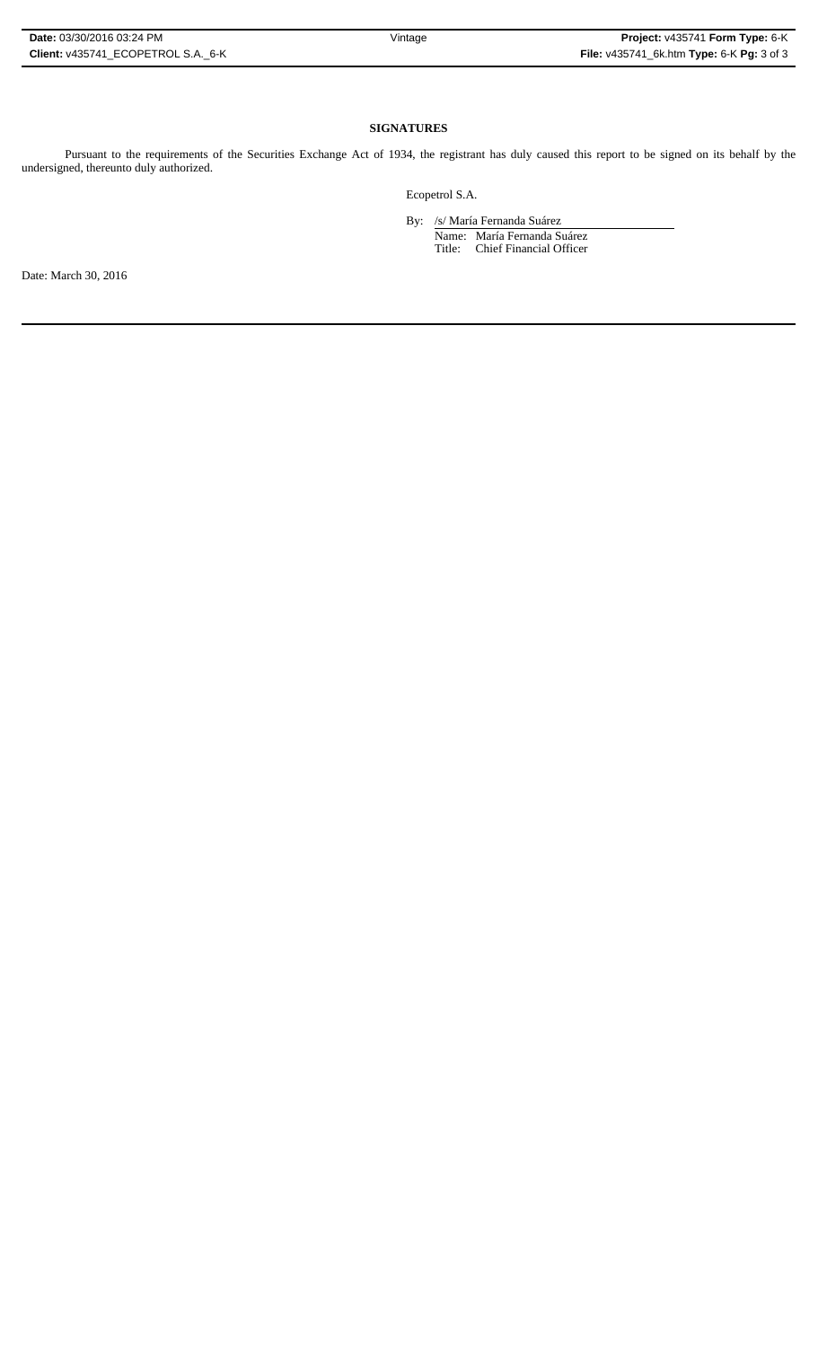**SIGNATURES**

Pursuant to the requirements of the Securities Exchange Act of 1934, the registrant has duly caused this report to be signed on its behalf by the undersigned, thereunto duly authorized.

Ecopetrol S.A.

By: /s/ María Fernanda Suárez

Name: María Fernanda Suárez
Title: Chief Financial Officer

Date: March 30, 2016